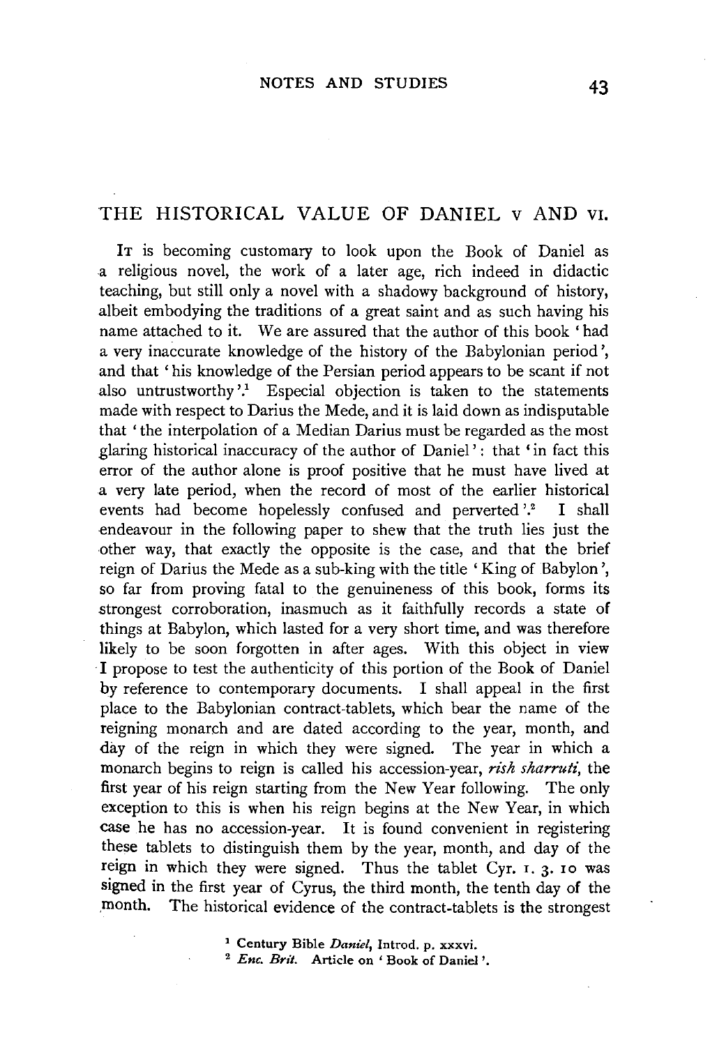# THE HISTORICAL VALUE OF DANIEL V AND VI.

It is becoming customary to look upon the Book of Daniel as a religious novel, the work of a later age, rich indeed in didactic teaching, but still only a novel with a shadowy background of history, albeit embodying the traditions of a great saint and as such having his name attached to it. We are assured that the author of this book 'had a very inaccurate knowledge of the history of the Babylonian period', and that 'his knowledge of the Persian period appears to be scant if not also untrustworthy'.[1] Especial objection is taken to the statements made with respect to Darius the Mede, and it is laid down as indisputable that 'the interpolation of a Median Darius must be regarded as the most glaring historical inaccuracy of the author of Daniel': that 'in fact this error of the author alone is proof positive that he must have lived at a very late period, when the record of most of the earlier historical events had become hopelessly confused and perverted'.[2] I shall endeavour in the following paper to shew that the truth lies just the other way, that exactly the opposite is the case, and that the brief reign of Darius the Mede as a sub-king with the title 'King of Babylon', so far from proving fatal to the genuineness of this book, forms its strongest corroboration, inasmuch as it faithfully records a state of things at Babylon, which lasted for a very short time, and was therefore likely to be soon forgotten in after ages. With this object in view I propose to test the authenticity of this portion of the Book of Daniel by reference to contemporary documents. I shall appeal in the first place to the Babylonian contract-tablets, which bear the name of the reigning monarch and are dated according to the year, month, and day of the reign in which they were signed. The year in which a monarch begins to reign is called his accession-year, *rish sharruti*, the first year of his reign starting from the New Year following. The only exception to this is when his reign begins at the New Year, in which case he has no accession-year. It is found convenient in registering these tablets to distinguish them by the year, month, and day of the reign in which they were signed. Thus the tablet Cyr. 1. 3. 10 was signed in the first year of Cyrus, the third month, the tenth day of the month. The historical evidence of the contract-tablets is the strongest

[1] Century Bible *Daniel*, Introd. p. xxxvi.

[2] *Enc. Brit.* Article on 'Book of Daniel'.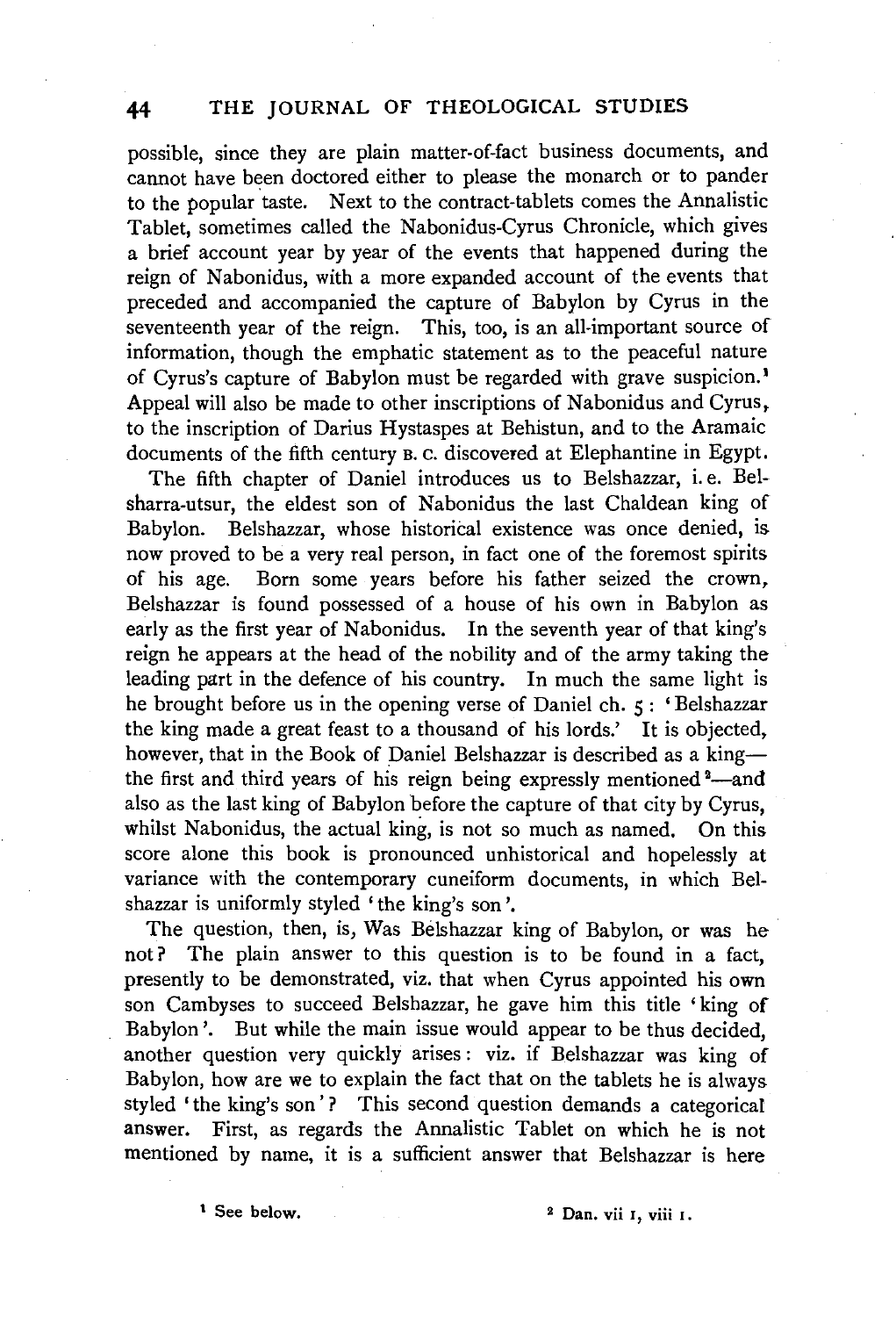possible, since they are plain matter-of-fact business documents, and cannot have been doctored either to please the monarch or to pander to the popular taste. Next to the contract-tablets comes the Annalistic Tablet, sometimes called the Nabonidus-Cyrus Chronicle, which gives a brief account year by year of the events that happened during the reign of Nabonidus, with a more expanded account of the events that preceded and accompanied the capture of Babylon by Cyrus in the seventeenth year of the reign. This, too, is an all-important source of information, though the emphatic statement as to the peaceful nature of Cyrus's capture of Babylon must be regarded with grave suspicion.[1] Appeal will also be made to other inscriptions of Nabonidus and Cyrus, to the inscription of Darius Hystaspes at Behistun, and to the Aramaic documents of the fifth century B. C. discovered at Elephantine in Egypt.

The fifth chapter of Daniel introduces us to Belshazzar, i. e. Bel-sharra-utsur, the eldest son of Nabonidus the last Chaldean king of Babylon. Belshazzar, whose historical existence was once denied, is now proved to be a very real person, in fact one of the foremost spirits of his age. Born some years before his father seized the crown, Belshazzar is found possessed of a house of his own in Babylon as early as the first year of Nabonidus. In the seventh year of that king's reign he appears at the head of the nobility and of the army taking the leading part in the defence of his country. In much the same light is he brought before us in the opening verse of Daniel ch. 5: 'Belshazzar the king made a great feast to a thousand of his lords.' It is objected, however, that in the Book of Daniel Belshazzar is described as a king—the first and third years of his reign being expressly mentioned[2]—and also as the last king of Babylon before the capture of that city by Cyrus, whilst Nabonidus, the actual king, is not so much as named. On this score alone this book is pronounced unhistorical and hopelessly at variance with the contemporary cuneiform documents, in which Belshazzar is uniformly styled 'the king's son'.

The question, then, is, Was Belshazzar king of Babylon, or was he not? The plain answer to this question is to be found in a fact, presently to be demonstrated, viz. that when Cyrus appointed his own son Cambyses to succeed Belshazzar, he gave him this title 'king of Babylon'. But while the main issue would appear to be thus decided, another question very quickly arises: viz. if Belshazzar was king of Babylon, how are we to explain the fact that on the tablets he is always styled 'the king's son'? This second question demands a categorical answer. First, as regards the Annalistic Tablet on which he is not mentioned by name, it is a sufficient answer that Belshazzar is here

[1] See below.

[2] Dan. vii 1, viii 1.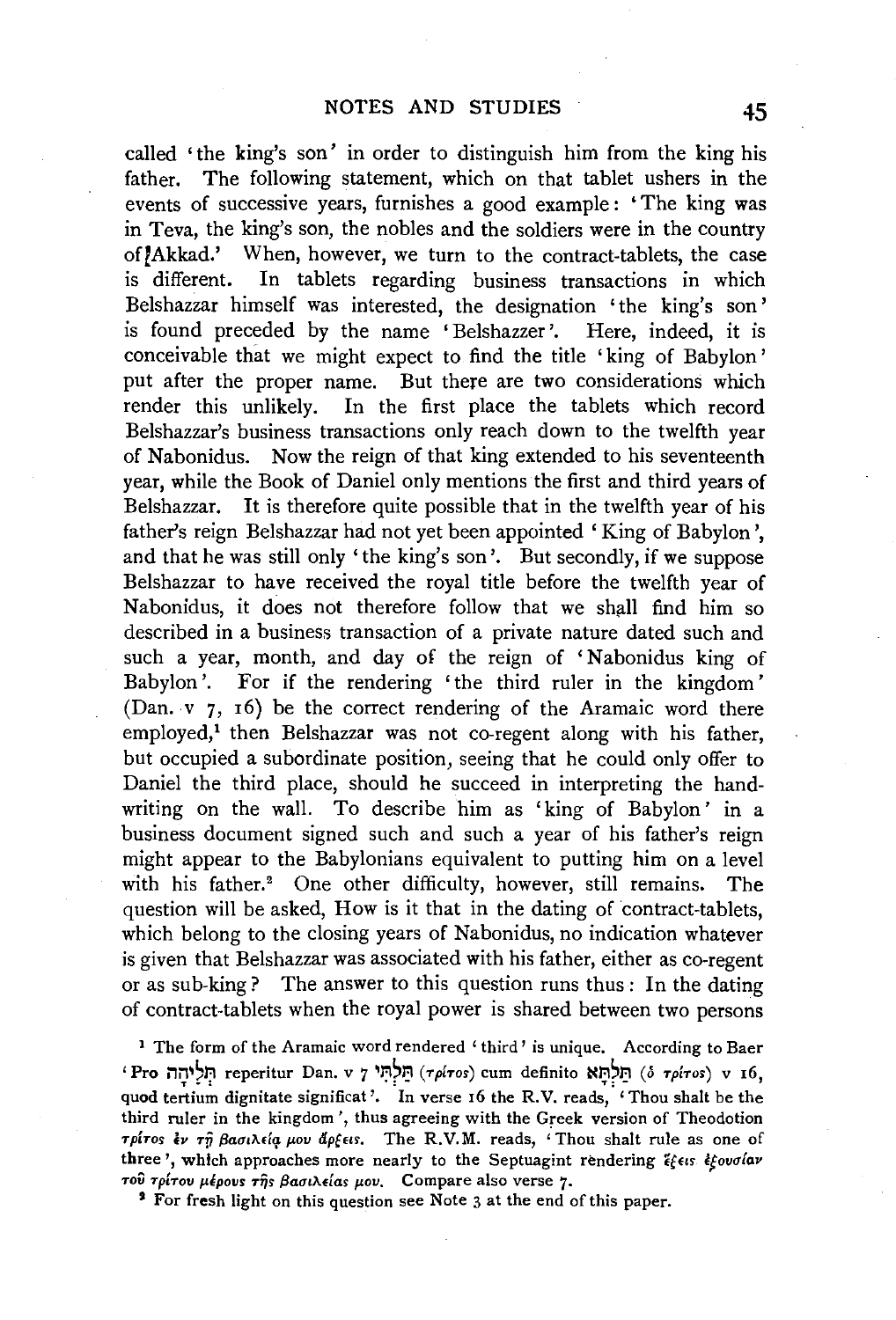called 'the king's son' in order to distinguish him from the king his father. The following statement, which on that tablet ushers in the events of successive years, furnishes a good example: 'The king was in Teva, the king's son, the nobles and the soldiers were in the country of Akkad.' When, however, we turn to the contract-tablets, the case is different. In tablets regarding business transactions in which Belshazzar himself was interested, the designation 'the king's son' is found preceded by the name 'Belshazzer'. Here, indeed, it is conceivable that we might expect to find the title 'king of Babylon' put after the proper name. But there are two considerations which render this unlikely. In the first place the tablets which record Belshazzar's business transactions only reach down to the twelfth year of Nabonidus. Now the reign of that king extended to his seventeenth year, while the Book of Daniel only mentions the first and third years of Belshazzar. It is therefore quite possible that in the twelfth year of his father's reign Belshazzar had not yet been appointed 'King of Babylon', and that he was still only 'the king's son'. But secondly, if we suppose Belshazzar to have received the royal title before the twelfth year of Nabonidus, it does not therefore follow that we shall find him so described in a business transaction of a private nature dated such and such a year, month, and day of the reign of 'Nabonidus king of Babylon'. For if the rendering 'the third ruler in the kingdom' (Dan. v 7, 16) be the correct rendering of the Aramaic word there employed,[1] then Belshazzar was not co-regent along with his father, but occupied a subordinate position, seeing that he could only offer to Daniel the third place, should he succeed in interpreting the handwriting on the wall. To describe him as 'king of Babylon' in a business document signed such and such a year of his father's reign might appear to the Babylonians equivalent to putting him on a level with his father.[2] One other difficulty, however, still remains. The question will be asked, How is it that in the dating of contract-tablets, which belong to the closing years of Nabonidus, no indication whatever is given that Belshazzar was associated with his father, either as co-regent or as sub-king? The answer to this question runs thus: In the dating of contract-tablets when the royal power is shared between two persons

[1] The form of the Aramaic word rendered 'third' is unique. According to Baer 'Pro תַּלְּתָּה reperitur Dan. v 7 תַּלְתִּי (τρίτος) cum definito תַּלְתָּא (ὁ τρίτος) v 16, quod tertium dignitate significat'. In verse 16 the R.V. reads, 'Thou shalt be the third ruler in the kingdom', thus agreeing with the Greek version of Theodotion τρίτος ἐν τῇ βασιλείᾳ μου ἄρξεις. The R.V.M. reads, 'Thou shalt rule as one of three', which approaches more nearly to the Septuagint rendering ἕξεις ἐξουσίαν τοῦ τρίτου μέρους τῆς βασιλείας μου. Compare also verse 7.

[2] For fresh light on this question see Note 3 at the end of this paper.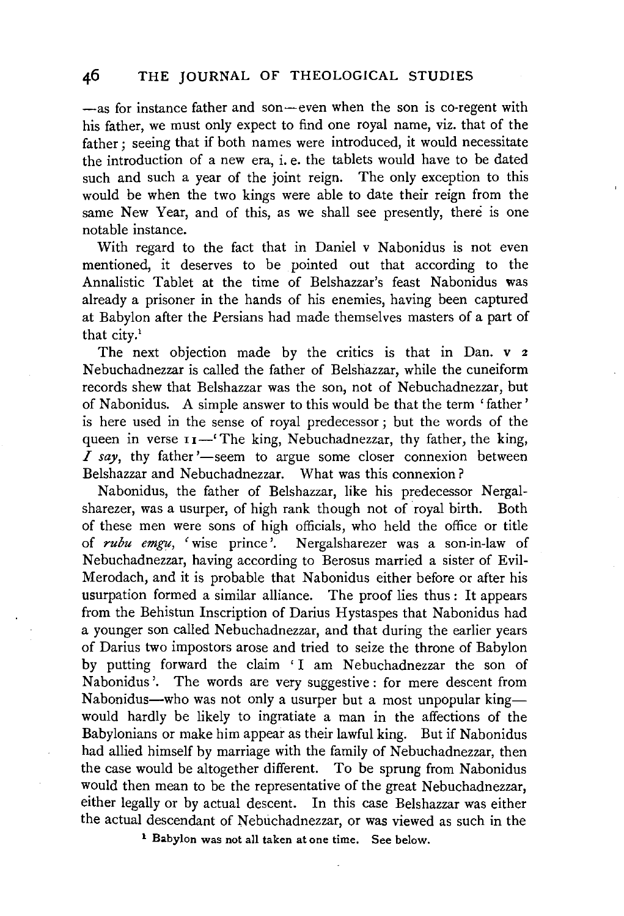—as for instance father and son—even when the son is co-regent with his father, we must only expect to find one royal name, viz. that of the father; seeing that if both names were introduced, it would necessitate the introduction of a new era, i. e. the tablets would have to be dated such and such a year of the joint reign. The only exception to this would be when the two kings were able to date their reign from the same New Year, and of this, as we shall see presently, there is one notable instance.

With regard to the fact that in Daniel v Nabonidus is not even mentioned, it deserves to be pointed out that according to the Annalistic Tablet at the time of Belshazzar's feast Nabonidus was already a prisoner in the hands of his enemies, having been captured at Babylon after the Persians had made themselves masters of a part of that city.[1]

The next objection made by the critics is that in Dan. v 2 Nebuchadnezzar is called the father of Belshazzar, while the cuneiform records shew that Belshazzar was the son, not of Nebuchadnezzar, but of Nabonidus. A simple answer to this would be that the term 'father' is here used in the sense of royal predecessor; but the words of the queen in verse 11—'The king, Nebuchadnezzar, thy father, the king, *I say*, thy father'—seem to argue some closer connexion between Belshazzar and Nebuchadnezzar. What was this connexion?

Nabonidus, the father of Belshazzar, like his predecessor Nergalsharezer, was a usurper, of high rank though not of royal birth. Both of these men were sons of high officials, who held the office or title of *rubu emgu*, 'wise prince'. Nergalsharezer was a son-in-law of Nebuchadnezzar, having according to Berosus married a sister of Evil-Merodach, and it is probable that Nabonidus either before or after his usurpation formed a similar alliance. The proof lies thus: It appears from the Behistun Inscription of Darius Hystaspes that Nabonidus had a younger son called Nebuchadnezzar, and that during the earlier years of Darius two impostors arose and tried to seize the throne of Babylon by putting forward the claim 'I am Nebuchadnezzar the son of Nabonidus'. The words are very suggestive: for mere descent from Nabonidus—who was not only a usurper but a most unpopular king—would hardly be likely to ingratiate a man in the affections of the Babylonians or make him appear as their lawful king. But if Nabonidus had allied himself by marriage with the family of Nebuchadnezzar, then the case would be altogether different. To be sprung from Nabonidus would then mean to be the representative of the great Nebuchadnezzar, either legally or by actual descent. In this case Belshazzar was either the actual descendant of Nebuchadnezzar, or was viewed as such in the

[1] Babylon was not all taken at one time. See below.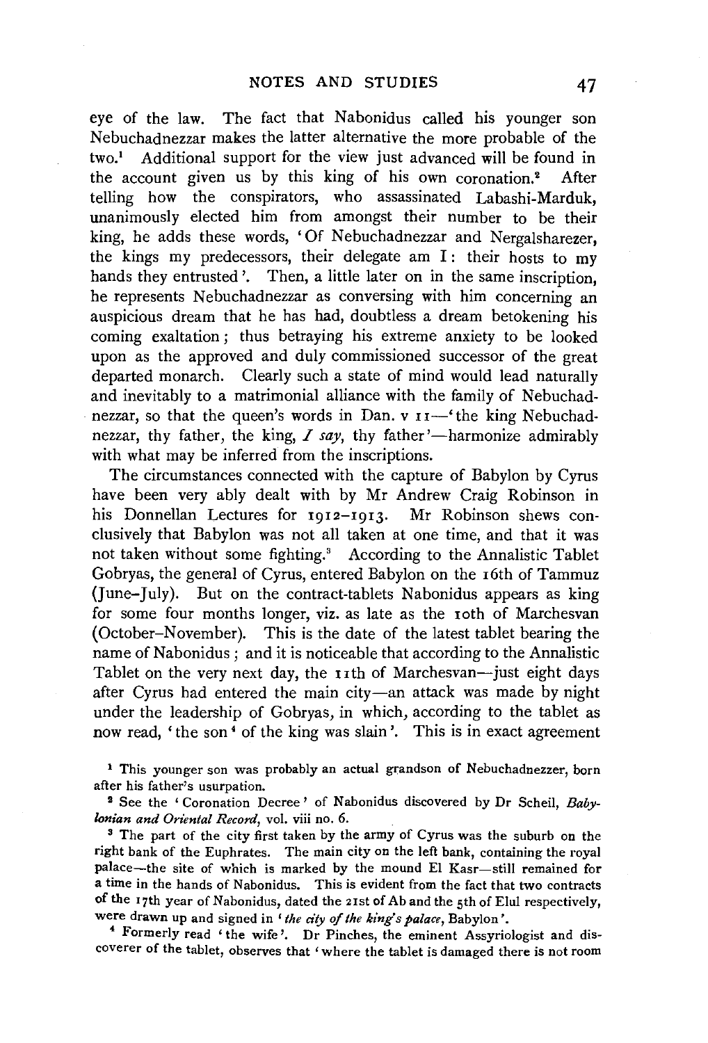eye of the law. The fact that Nabonidus called his younger son Nebuchadnezzar makes the latter alternative the more probable of the two.[1] Additional support for the view just advanced will be found in the account given us by this king of his own coronation.[2] After telling how the conspirators, who assassinated Labashi-Marduk, unanimously elected him from amongst their number to be their king, he adds these words, 'Of Nebuchadnezzar and Nergalsharezer, the kings my predecessors, their delegate am I: their hosts to my hands they entrusted'. Then, a little later on in the same inscription, he represents Nebuchadnezzar as conversing with him concerning an auspicious dream that he has had, doubtless a dream betokening his coming exaltation; thus betraying his extreme anxiety to be looked upon as the approved and duly commissioned successor of the great departed monarch. Clearly such a state of mind would lead naturally and inevitably to a matrimonial alliance with the family of Nebuchadnezzar, so that the queen's words in Dan. v 11—'the king Nebuchadnezzar, thy father, the king, *I say*, thy father'—harmonize admirably with what may be inferred from the inscriptions.

The circumstances connected with the capture of Babylon by Cyrus have been very ably dealt with by Mr Andrew Craig Robinson in his Donnellan Lectures for 1912–1913. Mr Robinson shews conclusively that Babylon was not all taken at one time, and that it was not taken without some fighting.[3] According to the Annalistic Tablet Gobryas, the general of Cyrus, entered Babylon on the 16th of Tammuz (June–July). But on the contract-tablets Nabonidus appears as king for some four months longer, viz. as late as the 10th of Marchesvan (October–November). This is the date of the latest tablet bearing the name of Nabonidus; and it is noticeable that according to the Annalistic Tablet on the very next day, the 11th of Marchesvan—just eight days after Cyrus had entered the main city—an attack was made by night under the leadership of Gobryas, in which, according to the tablet as now read, 'the son[4] of the king was slain'. This is in exact agreement

[1] This younger son was probably an actual grandson of Nebuchadnezzer, born after his father's usurpation.

[2] See the 'Coronation Decree' of Nabonidus discovered by Dr Scheil, *Babylonian and Oriental Record*, vol. viii no. 6.

[3] The part of the city first taken by the army of Cyrus was the suburb on the right bank of the Euphrates. The main city on the left bank, containing the royal palace—the site of which is marked by the mound El Kasr—still remained for a time in the hands of Nabonidus. This is evident from the fact that two contracts of the 17th year of Nabonidus, dated the 21st of Ab and the 5th of Elul respectively, were drawn up and signed in '*the city of the king's palace*, Babylon'.

[4] Formerly read 'the wife'. Dr Pinches, the eminent Assyriologist and discoverer of the tablet, observes that 'where the tablet is damaged there is not room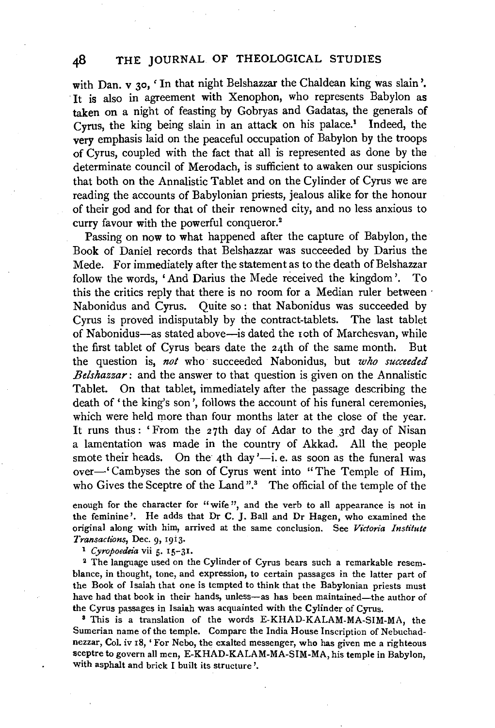with Dan. v 30, 'In that night Belshazzar the Chaldean king was slain'. It is also in agreement with Xenophon, who represents Babylon as taken on a night of feasting by Gobryas and Gadatas, the generals of Cyrus, the king being slain in an attack on his palace.[1] Indeed, the very emphasis laid on the peaceful occupation of Babylon by the troops of Cyrus, coupled with the fact that all is represented as done by the determinate council of Merodach, is sufficient to awaken our suspicions that both on the Annalistic Tablet and on the Cylinder of Cyrus we are reading the accounts of Babylonian priests, jealous alike for the honour of their god and for that of their renowned city, and no less anxious to curry favour with the powerful conqueror.[2]

Passing on now to what happened after the capture of Babylon, the Book of Daniel records that Belshazzar was succeeded by Darius the Mede. For immediately after the statement as to the death of Belshazzar follow the words, 'And Darius the Mede received the kingdom'. To this the critics reply that there is no room for a Median ruler between Nabonidus and Cyrus. Quite so: that Nabonidus was succeeded by Cyrus is proved indisputably by the contract-tablets. The last tablet of Nabonidus—as stated above—is dated the 10th of Marchesvan, while the first tablet of Cyrus bears date the 24th of the same month. But the question is, *not* who succeeded Nabonidus, but *who succeeded Belshazzar*: and the answer to that question is given on the Annalistic Tablet. On that tablet, immediately after the passage describing the death of 'the king's son', follows the account of his funeral ceremonies, which were held more than four months later at the close of the year. It runs thus: 'From the 27th day of Adar to the 3rd day of Nisan a lamentation was made in the country of Akkad. All the people smote their heads. On the 4th day'—i. e. as soon as the funeral was over—'Cambyses the son of Cyrus went into "The Temple of Him, who Gives the Sceptre of the Land".[3] The official of the temple of the

enough for the character for "wife", and the verb to all appearance is not in the feminine'. He adds that Dr C. J. Ball and Dr Hagen, who examined the original along with him, arrived at the same conclusion. See *Victoria Institute Transactions*, Dec. 9, 1913.

[1] *Cyropoedeia* vii 5. 15–31.

[2] The language used on the Cylinder of Cyrus bears such a remarkable resemblance, in thought, tone, and expression, to certain passages in the latter part of the Book of Isaiah that one is tempted to think that the Babylonian priests must have had that book in their hands, unless—as has been maintained—the author of the Cyrus passages in Isaiah was acquainted with the Cylinder of Cyrus.

[3] This is a translation of the words E-KHAD-KALAM-MA-SIM-MA, the Sumerian name of the temple. Compare the India House Inscription of Nebuchadnezzar, Col. iv 18, 'For Nebo, the exalted messenger, who has given me a righteous sceptre to govern all men, E-KHAD-KALAM-MA-SIM-MA, his temple in Babylon, with asphalt and brick I built its structure'.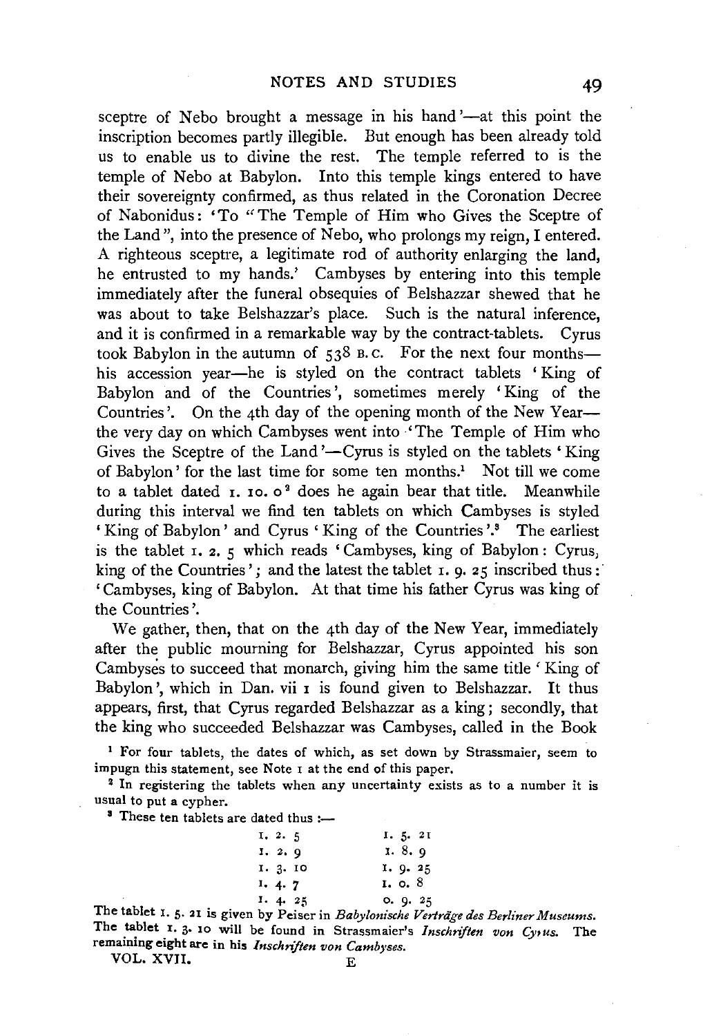sceptre of Nebo brought a message in his hand'—at this point the inscription becomes partly illegible. But enough has been already told us to enable us to divine the rest. The temple referred to is the temple of Nebo at Babylon. Into this temple kings entered to have their sovereignty confirmed, as thus related in the Coronation Decree of Nabonidus: 'To "The Temple of Him who Gives the Sceptre of the Land", into the presence of Nebo, who prolongs my reign, I entered. A righteous sceptre, a legitimate rod of authority enlarging the land, he entrusted to my hands.' Cambyses by entering into this temple immediately after the funeral obsequies of Belshazzar shewed that he was about to take Belshazzar's place. Such is the natural inference, and it is confirmed in a remarkable way by the contract-tablets. Cyrus took Babylon in the autumn of 538 B.C. For the next four months—his accession year—he is styled on the contract tablets 'King of Babylon and of the Countries', sometimes merely 'King of the Countries'. On the 4th day of the opening month of the New Year—the very day on which Cambyses went into 'The Temple of Him who Gives the Sceptre of the Land'—Cyrus is styled on the tablets 'King of Babylon' for the last time for some ten months.[1] Not till we come to a tablet dated 1. 10. 0[2] does he again bear that title. Meanwhile during this interval we find ten tablets on which Cambyses is styled 'King of Babylon' and Cyrus 'King of the Countries'.[3] The earliest is the tablet 1. 2. 5 which reads 'Cambyses, king of Babylon: Cyrus, king of the Countries'; and the latest the tablet 1. 9. 25 inscribed thus: 'Cambyses, king of Babylon. At that time his father Cyrus was king of the Countries'.

We gather, then, that on the 4th day of the New Year, immediately after the public mourning for Belshazzar, Cyrus appointed his son Cambyses to succeed that monarch, giving him the same title 'King of Babylon', which in Dan. vii 1 is found given to Belshazzar. It thus appears, first, that Cyrus regarded Belshazzar as a king; secondly, that the king who succeeded Belshazzar was Cambyses, called in the Book

[1] For four tablets, the dates of which, as set down by Strassmaier, seem to impugn this statement, see Note 1 at the end of this paper.

[2] In registering the tablets when any uncertainty exists as to a number it is usual to put a cypher.

[3] These ten tablets are dated thus:—

| | |
|---|---|
| 1. 2. 5 | 1. 5. 21 |
| 1. 2. 9 | 1. 8. 9 |
| 1. 3. 10 | 1. 9. 25 |
| 1. 4. 7 | 1. 0. 8 |
| 1. 4. 25 | 0. 9. 25 |

The tablet 1. 5. 21 is given by Peiser in *Babylonische Verträge des Berliner Museums*. The tablet 1. 3. 10 will be found in Strassmaier's *Inschriften von Cyrus*. The remaining eight are in his *Inschriften von Cambyses*.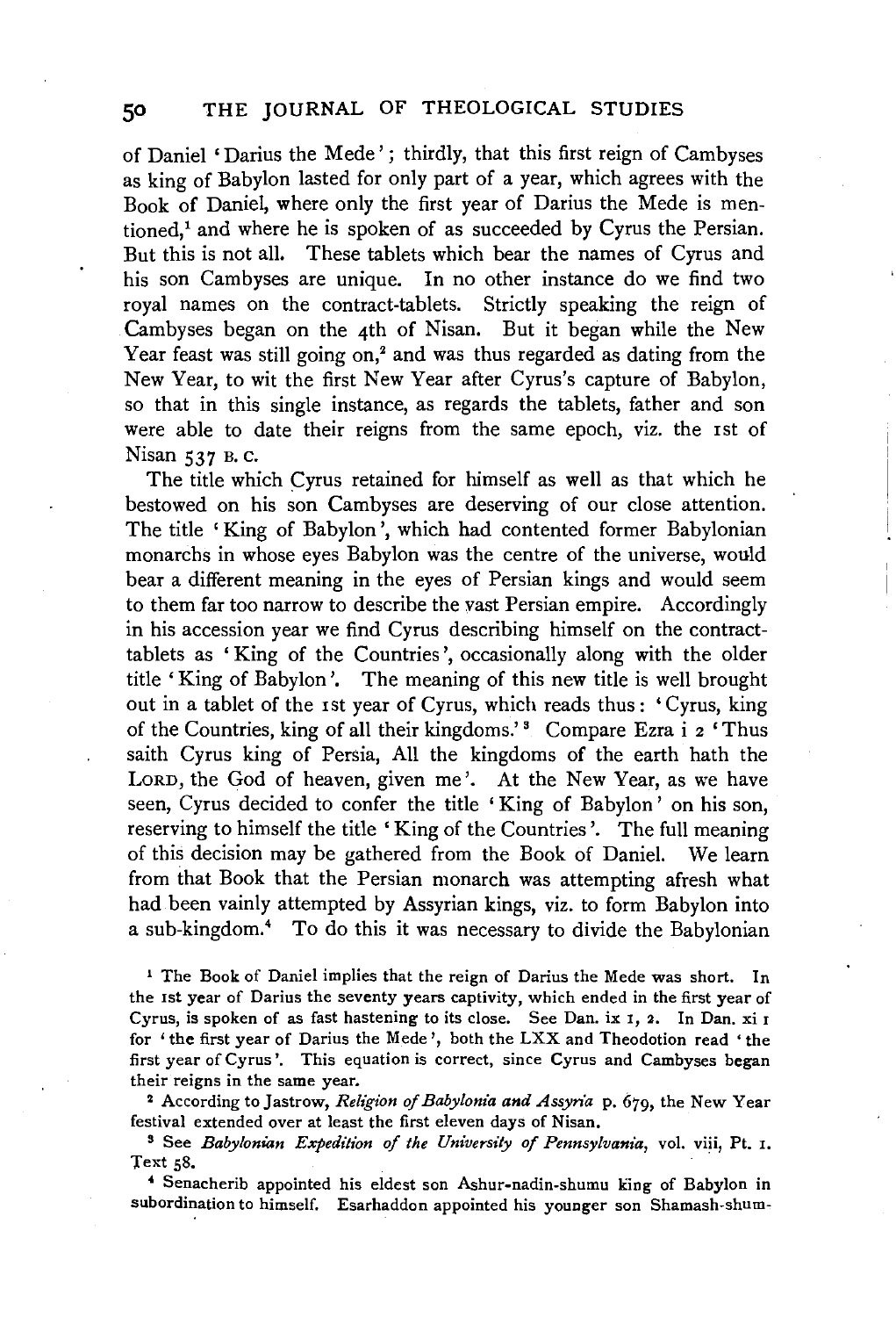of Daniel 'Darius the Mede'; thirdly, that this first reign of Cambyses as king of Babylon lasted for only part of a year, which agrees with the Book of Daniel, where only the first year of Darius the Mede is mentioned,[1] and where he is spoken of as succeeded by Cyrus the Persian. But this is not all. These tablets which bear the names of Cyrus and his son Cambyses are unique. In no other instance do we find two royal names on the contract-tablets. Strictly speaking the reign of Cambyses began on the 4th of Nisan. But it began while the New Year feast was still going on,[2] and was thus regarded as dating from the New Year, to wit the first New Year after Cyrus's capture of Babylon, so that in this single instance, as regards the tablets, father and son were able to date their reigns from the same epoch, viz. the 1st of Nisan 537 B. C.

The title which Cyrus retained for himself as well as that which he bestowed on his son Cambyses are deserving of our close attention. The title 'King of Babylon', which had contented former Babylonian monarchs in whose eyes Babylon was the centre of the universe, would bear a different meaning in the eyes of Persian kings and would seem to them far too narrow to describe the vast Persian empire. Accordingly in his accession year we find Cyrus describing himself on the contract-tablets as 'King of the Countries', occasionally along with the older title 'King of Babylon'. The meaning of this new title is well brought out in a tablet of the 1st year of Cyrus, which reads thus: 'Cyrus, king of the Countries, king of all their kingdoms.'[3] Compare Ezra i 2 'Thus saith Cyrus king of Persia, All the kingdoms of the earth hath the LORD, the God of heaven, given me'. At the New Year, as we have seen, Cyrus decided to confer the title 'King of Babylon' on his son, reserving to himself the title 'King of the Countries'. The full meaning of this decision may be gathered from the Book of Daniel. We learn from that Book that the Persian monarch was attempting afresh what had been vainly attempted by Assyrian kings, viz. to form Babylon into a sub-kingdom.[4] To do this it was necessary to divide the Babylonian

[1] The Book of Daniel implies that the reign of Darius the Mede was short. In the 1st year of Darius the seventy years captivity, which ended in the first year of Cyrus, is spoken of as fast hastening to its close. See Dan. ix 1, 2. In Dan. xi 1 for 'the first year of Darius the Mede', both the LXX and Theodotion read 'the first year of Cyrus'. This equation is correct, since Cyrus and Cambyses began their reigns in the same year.

[2] According to Jastrow, *Religion of Babylonia and Assyria* p. 679, the New Year festival extended over at least the first eleven days of Nisan.

[3] See *Babylonian Expedition of the University of Pennsylvania*, vol. viii, Pt. 1. Text 58.

[4] Senacherib appointed his eldest son Ashur-nadin-shumu king of Babylon in subordination to himself. Esarhaddon appointed his younger son Shamash-shum-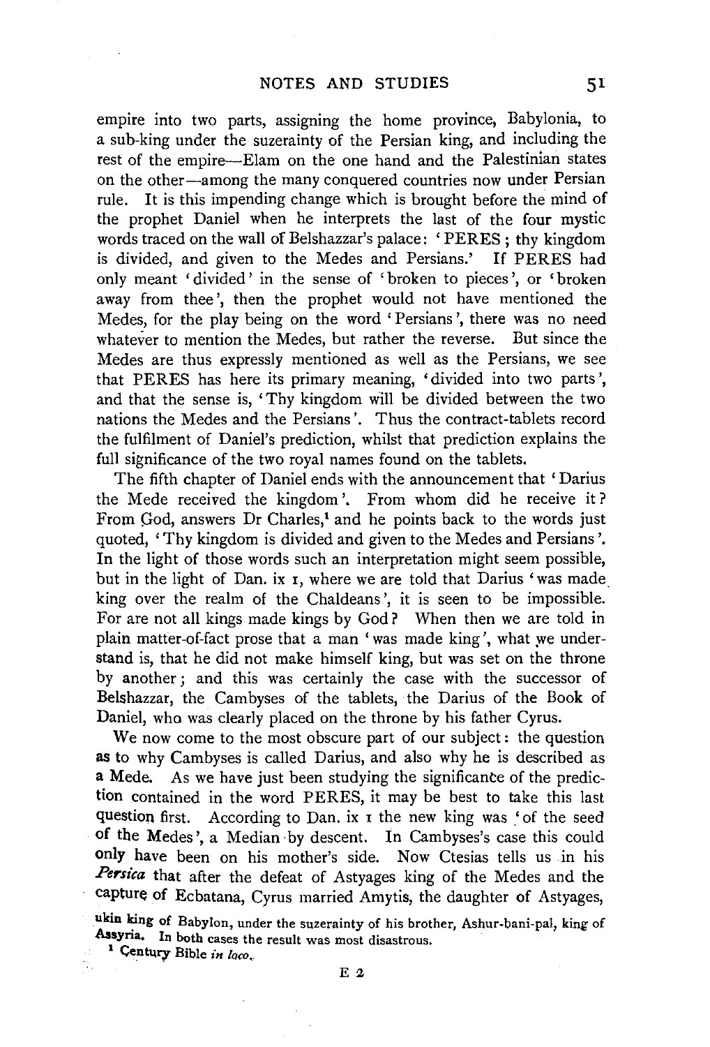empire into two parts, assigning the home province, Babylonia, to a sub-king under the suzerainty of the Persian king, and including the rest of the empire—Elam on the one hand and the Palestinian states on the other—among the many conquered countries now under Persian rule. It is this impending change which is brought before the mind of the prophet Daniel when he interprets the last of the four mystic words traced on the wall of Belshazzar's palace: 'PERES; thy kingdom is divided, and given to the Medes and Persians.' If PERES had only meant 'divided' in the sense of 'broken to pieces', or 'broken away from thee', then the prophet would not have mentioned the Medes, for the play being on the word 'Persians', there was no need whatever to mention the Medes, but rather the reverse. But since the Medes are thus expressly mentioned as well as the Persians, we see that PERES has here its primary meaning, 'divided into two parts', and that the sense is, 'Thy kingdom will be divided between the two nations the Medes and the Persians'. Thus the contract-tablets record the fulfilment of Daniel's prediction, whilst that prediction explains the full significance of the two royal names found on the tablets.

The fifth chapter of Daniel ends with the announcement that 'Darius the Mede received the kingdom'. From whom did he receive it? From God, answers Dr Charles,[1] and he points back to the words just quoted, 'Thy kingdom is divided and given to the Medes and Persians'. In the light of those words such an interpretation might seem possible, but in the light of Dan. ix 1, where we are told that Darius 'was made king over the realm of the Chaldeans', it is seen to be impossible. For are not all kings made kings by God? When then we are told in plain matter-of-fact prose that a man 'was made king', what we understand is, that he did not make himself king, but was set on the throne by another; and this was certainly the case with the successor of Belshazzar, the Cambyses of the tablets, the Darius of the Book of Daniel, who was clearly placed on the throne by his father Cyrus.

We now come to the most obscure part of our subject: the question as to why Cambyses is called Darius, and also why he is described as a Mede. As we have just been studying the significance of the prediction contained in the word PERES, it may be best to take this last question first. According to Dan. ix 1 the new king was 'of the seed of the Medes', a Median by descent. In Cambyses's case this could only have been on his mother's side. Now Ctesias tells us in his *Persica* that after the defeat of Astyages king of the Medes and the capture of Ecbatana, Cyrus married Amytis, the daughter of Astyages,

ukin king of Babylon, under the suzerainty of his brother, Ashur-bani-pal, king of Assyria. In both cases the result was most disastrous.

[1] Century Bible *in loco*.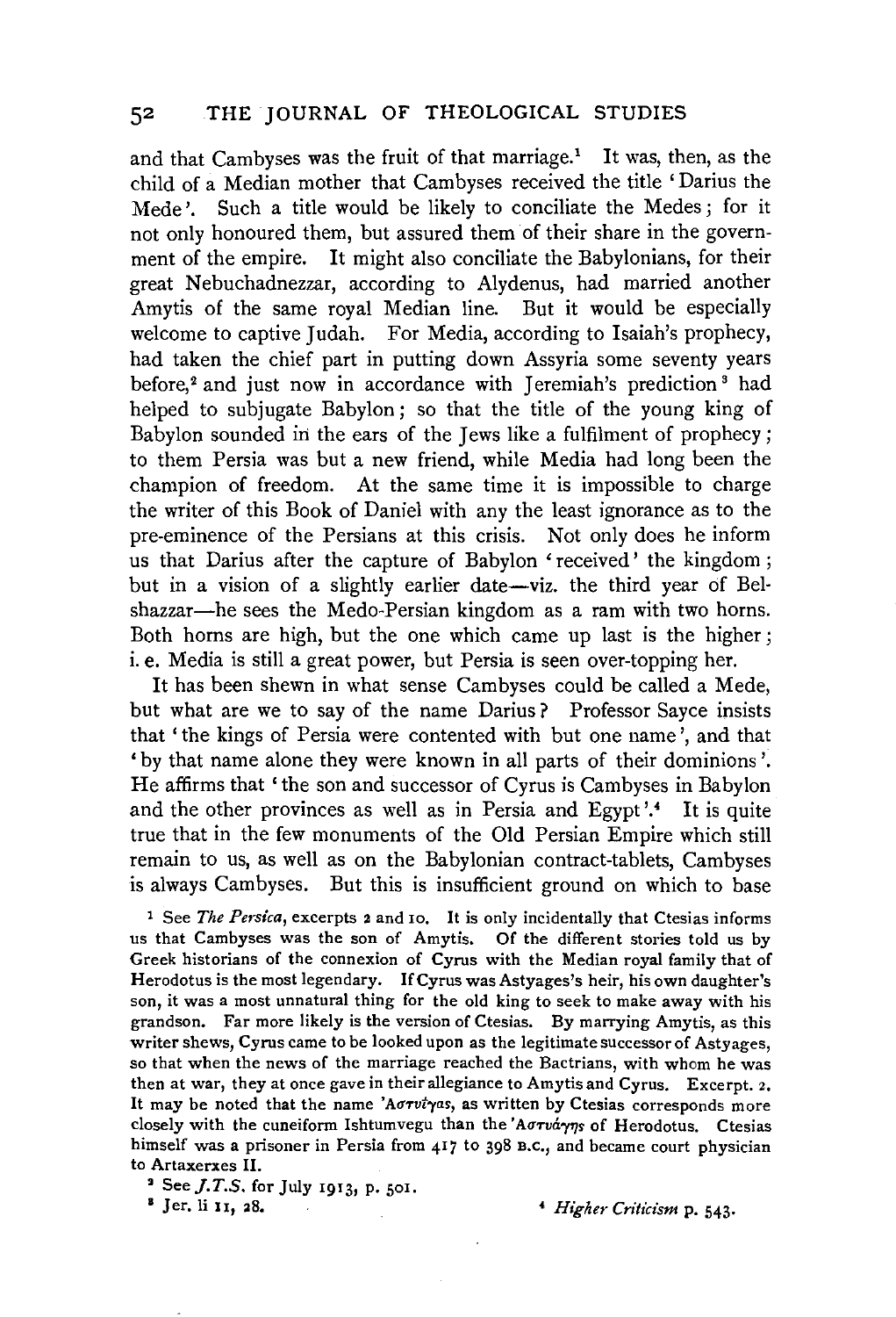and that Cambyses was the fruit of that marriage.[1] It was, then, as the child of a Median mother that Cambyses received the title 'Darius the Mede'. Such a title would be likely to conciliate the Medes; for it not only honoured them, but assured them of their share in the government of the empire. It might also conciliate the Babylonians, for their great Nebuchadnezzar, according to Alydenus, had married another Amytis of the same royal Median line. But it would be especially welcome to captive Judah. For Media, according to Isaiah's prophecy, had taken the chief part in putting down Assyria some seventy years before,[2] and just now in accordance with Jeremiah's prediction[3] had helped to subjugate Babylon; so that the title of the young king of Babylon sounded in the ears of the Jews like a fulfilment of prophecy; to them Persia was but a new friend, while Media had long been the champion of freedom. At the same time it is impossible to charge the writer of this Book of Daniel with any the least ignorance as to the pre-eminence of the Persians at this crisis. Not only does he inform us that Darius after the capture of Babylon 'received' the kingdom; but in a vision of a slightly earlier date—viz. the third year of Belshazzar—he sees the Medo-Persian kingdom as a ram with two horns. Both horns are high, but the one which came up last is the higher; i. e. Media is still a great power, but Persia is seen over-topping her.

It has been shewn in what sense Cambyses could be called a Mede, but what are we to say of the name Darius? Professor Sayce insists that 'the kings of Persia were contented with but one name', and that 'by that name alone they were known in all parts of their dominions'. He affirms that 'the son and successor of Cyrus is Cambyses in Babylon and the other provinces as well as in Persia and Egypt'.[4] It is quite true that in the few monuments of the Old Persian Empire which still remain to us, as well as on the Babylonian contract-tablets, Cambyses is always Cambyses. But this is insufficient ground on which to base

[1] See *The Persica*, excerpts 2 and 10. It is only incidentally that Ctesias informs us that Cambyses was the son of Amytis. Of the different stories told us by Greek historians of the connexion of Cyrus with the Median royal family that of Herodotus is the most legendary. If Cyrus was Astyages's heir, his own daughter's son, it was a most unnatural thing for the old king to seek to make away with his grandson. Far more likely is the version of Ctesias. By marrying Amytis, as this writer shews, Cyrus came to be looked upon as the legitimate successor of Astyages, so that when the news of the marriage reached the Bactrians, with whom he was then at war, they at once gave in their allegiance to Amytis and Cyrus. Excerpt. 2. It may be noted that the name Ἀστυΐγας, as written by Ctesias corresponds more closely with the cuneiform Ishtumvegu than the Ἀστυάγης of Herodotus. Ctesias himself was a prisoner in Persia from 417 to 398 B.C., and became court physician to Artaxerxes II.

[2] See *J.T.S.* for July 1913, p. 501.

[3] Jer. li 11, 28.

[4] *Higher Criticism* p. 543.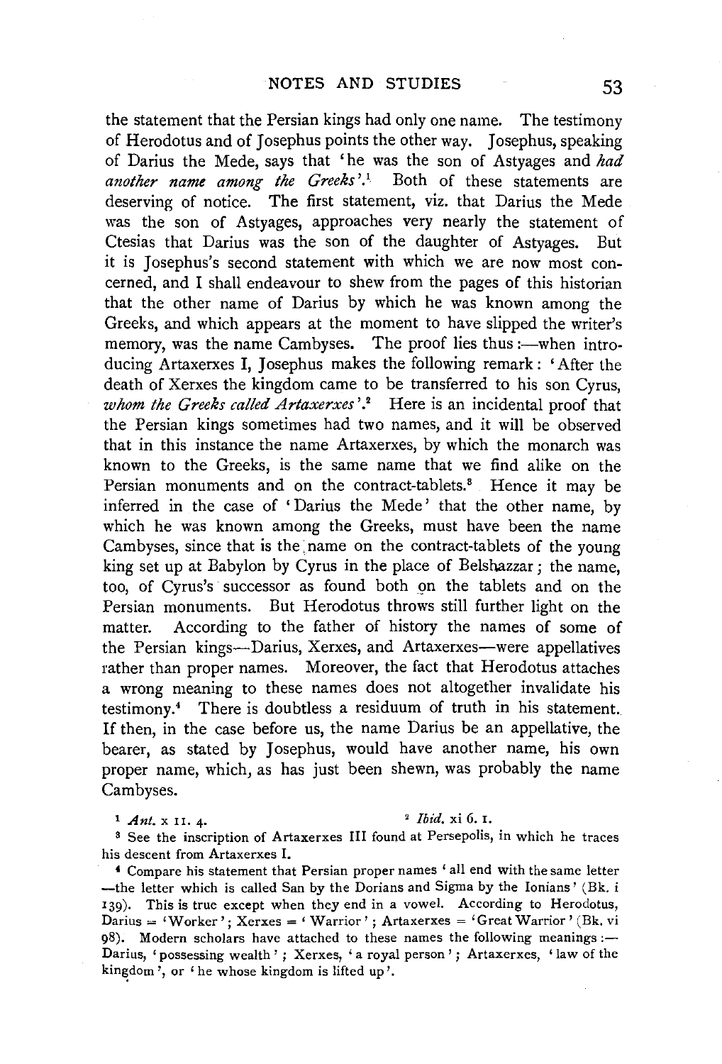the statement that the Persian kings had only one name. The testimony of Herodotus and of Josephus points the other way. Josephus, speaking of Darius the Mede, says that 'he was the son of Astyages and *had another name among the Greeks*'.[1] Both of these statements are deserving of notice. The first statement, viz. that Darius the Mede was the son of Astyages, approaches very nearly the statement of Ctesias that Darius was the son of the daughter of Astyages. But it is Josephus's second statement with which we are now most concerned, and I shall endeavour to shew from the pages of this historian that the other name of Darius by which he was known among the Greeks, and which appears at the moment to have slipped the writer's memory, was the name Cambyses. The proof lies thus:—when introducing Artaxerxes I, Josephus makes the following remark: 'After the death of Xerxes the kingdom came to be transferred to his son Cyrus, *whom the Greeks called Artaxerxes*'.[2] Here is an incidental proof that the Persian kings sometimes had two names, and it will be observed that in this instance the name Artaxerxes, by which the monarch was known to the Greeks, is the same name that we find alike on the Persian monuments and on the contract-tablets.[3] Hence it may be inferred in the case of 'Darius the Mede' that the other name, by which he was known among the Greeks, must have been the name Cambyses, since that is the name on the contract-tablets of the young king set up at Babylon by Cyrus in the place of Belshazzar; the name, too, of Cyrus's successor as found both on the tablets and on the Persian monuments. But Herodotus throws still further light on the matter. According to the father of history the names of some of the Persian kings—Darius, Xerxes, and Artaxerxes—were appellatives rather than proper names. Moreover, the fact that Herodotus attaches a wrong meaning to these names does not altogether invalidate his testimony.[4] There is doubtless a residuum of truth in his statement. If then, in the case before us, the name Darius be an appellative, the bearer, as stated by Josephus, would have another name, his own proper name, which, as has just been shewn, was probably the name Cambyses.

[1] *Ant.* x 11. 4. [2] *Ibid.* xi 6. 1.

[3] See the inscription of Artaxerxes III found at Persepolis, in which he traces his descent from Artaxerxes I.

[4] Compare his statement that Persian proper names 'all end with the same letter —the letter which is called San by the Dorians and Sigma by the Ionians' (Bk. i 139). This is true except when they end in a vowel. According to Herodotus, Darius = 'Worker'; Xerxes = 'Warrior'; Artaxerxes = 'Great Warrior' (Bk. vi 98). Modern scholars have attached to these names the following meanings:— Darius, 'possessing wealth'; Xerxes, 'a royal person'; Artaxerxes, 'law of the kingdom', or 'he whose kingdom is lifted up'.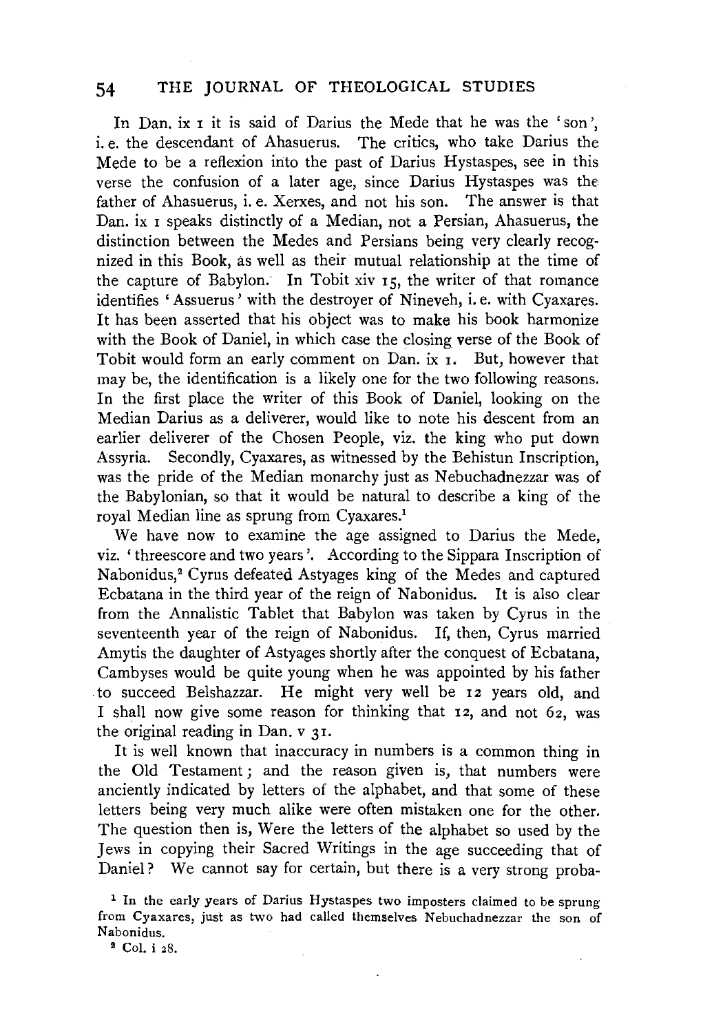In Dan. ix 1 it is said of Darius the Mede that he was the 'son', i. e. the descendant of Ahasuerus. The critics, who take Darius the Mede to be a reflexion into the past of Darius Hystaspes, see in this verse the confusion of a later age, since Darius Hystaspes was the father of Ahasuerus, i. e. Xerxes, and not his son. The answer is that Dan. ix 1 speaks distinctly of a Median, not a Persian, Ahasuerus, the distinction between the Medes and Persians being very clearly recognized in this Book, as well as their mutual relationship at the time of the capture of Babylon. In Tobit xiv 15, the writer of that romance identifies 'Assuerus' with the destroyer of Nineveh, i. e. with Cyaxares. It has been asserted that his object was to make his book harmonize with the Book of Daniel, in which case the closing verse of the Book of Tobit would form an early comment on Dan. ix 1. But, however that may be, the identification is a likely one for the two following reasons. In the first place the writer of this Book of Daniel, looking on the Median Darius as a deliverer, would like to note his descent from an earlier deliverer of the Chosen People, viz. the king who put down Assyria. Secondly, Cyaxares, as witnessed by the Behistun Inscription, was the pride of the Median monarchy just as Nebuchadnezzar was of the Babylonian, so that it would be natural to describe a king of the royal Median line as sprung from Cyaxares.[1]

We have now to examine the age assigned to Darius the Mede, viz. 'threescore and two years'. According to the Sippara Inscription of Nabonidus,[2] Cyrus defeated Astyages king of the Medes and captured Ecbatana in the third year of the reign of Nabonidus. It is also clear from the Annalistic Tablet that Babylon was taken by Cyrus in the seventeenth year of the reign of Nabonidus. If, then, Cyrus married Amytis the daughter of Astyages shortly after the conquest of Ecbatana, Cambyses would be quite young when he was appointed by his father to succeed Belshazzar. He might very well be 12 years old, and I shall now give some reason for thinking that 12, and not 62, was the original reading in Dan. v 31.

It is well known that inaccuracy in numbers is a common thing in the Old Testament; and the reason given is, that numbers were anciently indicated by letters of the alphabet, and that some of these letters being very much alike were often mistaken one for the other. The question then is, Were the letters of the alphabet so used by the Jews in copying their Sacred Writings in the age succeeding that of Daniel? We cannot say for certain, but there is a very strong proba-

[1] In the early years of Darius Hystaspes two imposters claimed to be sprung from Cyaxares, just as two had called themselves Nebuchadnezzar the son of Nabonidus.

[2] Col. i 28.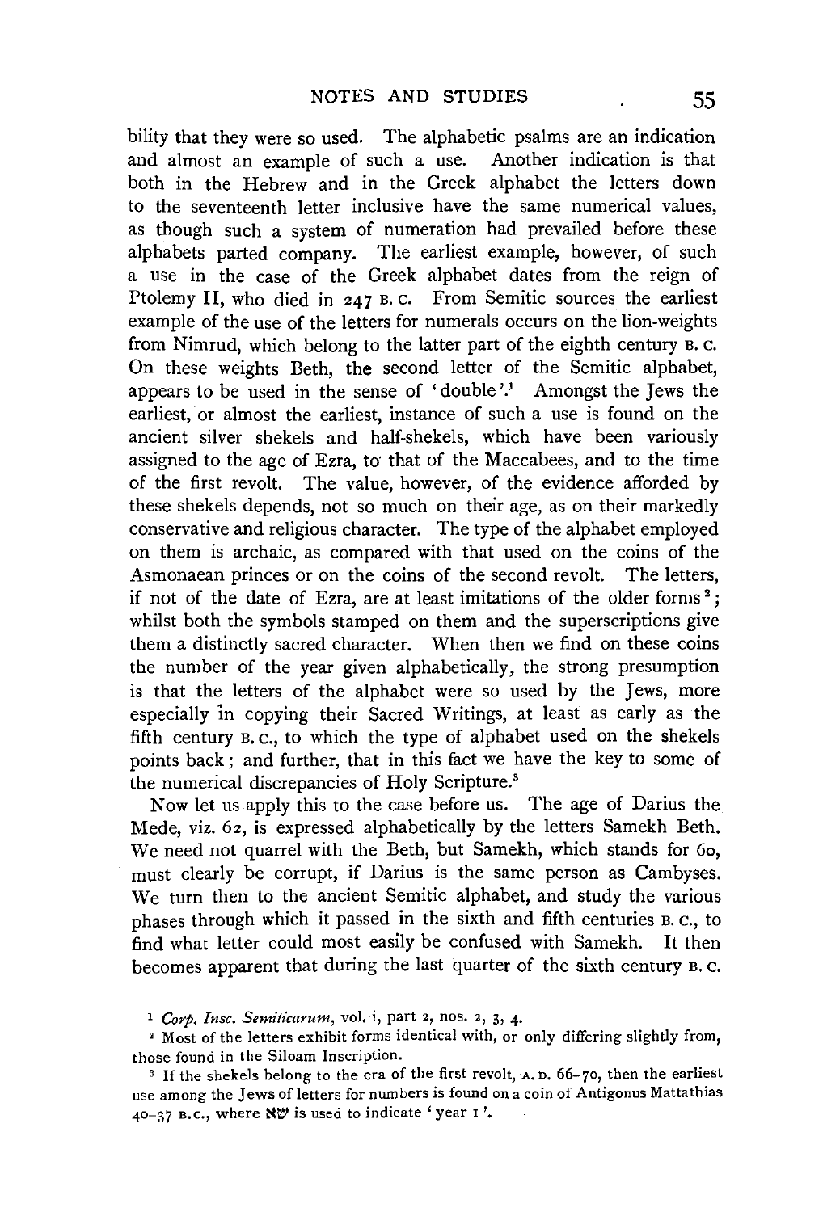bility that they were so used. The alphabetic psalms are an indication and almost an example of such a use. Another indication is that both in the Hebrew and in the Greek alphabet the letters down to the seventeenth letter inclusive have the same numerical values, as though such a system of numeration had prevailed before these alphabets parted company. The earliest example, however, of such a use in the case of the Greek alphabet dates from the reign of Ptolemy II, who died in 247 B. C. From Semitic sources the earliest example of the use of the letters for numerals occurs on the lion-weights from Nimrud, which belong to the latter part of the eighth century B. C. On these weights Beth, the second letter of the Semitic alphabet, appears to be used in the sense of 'double'.[1] Amongst the Jews the earliest, or almost the earliest, instance of such a use is found on the ancient silver shekels and half-shekels, which have been variously assigned to the age of Ezra, to that of the Maccabees, and to the time of the first revolt. The value, however, of the evidence afforded by these shekels depends, not so much on their age, as on their markedly conservative and religious character. The type of the alphabet employed on them is archaic, as compared with that used on the coins of the Asmonaean princes or on the coins of the second revolt. The letters, if not of the date of Ezra, are at least imitations of the older forms[2]; whilst both the symbols stamped on them and the superscriptions give them a distinctly sacred character. When then we find on these coins the number of the year given alphabetically, the strong presumption is that the letters of the alphabet were so used by the Jews, more especially in copying their Sacred Writings, at least as early as the fifth century B. C., to which the type of alphabet used on the shekels points back; and further, that in this fact we have the key to some of the numerical discrepancies of Holy Scripture.[3]

Now let us apply this to the case before us. The age of Darius the Mede, viz. 62, is expressed alphabetically by the letters Samekh Beth. We need not quarrel with the Beth, but Samekh, which stands for 60, must clearly be corrupt, if Darius is the same person as Cambyses. We turn then to the ancient Semitic alphabet, and study the various phases through which it passed in the sixth and fifth centuries B. C., to find what letter could most easily be confused with Samekh. It then becomes apparent that during the last quarter of the sixth century B. C.

---

[1] *Corp. Insc. Semiticarum*, vol. i, part 2, nos. 2, 3, 4.

[2] Most of the letters exhibit forms identical with, or only differing slightly from, those found in the Siloam Inscription.

[3] If the shekels belong to the era of the first revolt, A. D. 66–70, then the earliest use among the Jews of letters for numbers is found on a coin of Antigonus Mattathias 40–37 B.C., where שא is used to indicate 'year 1'.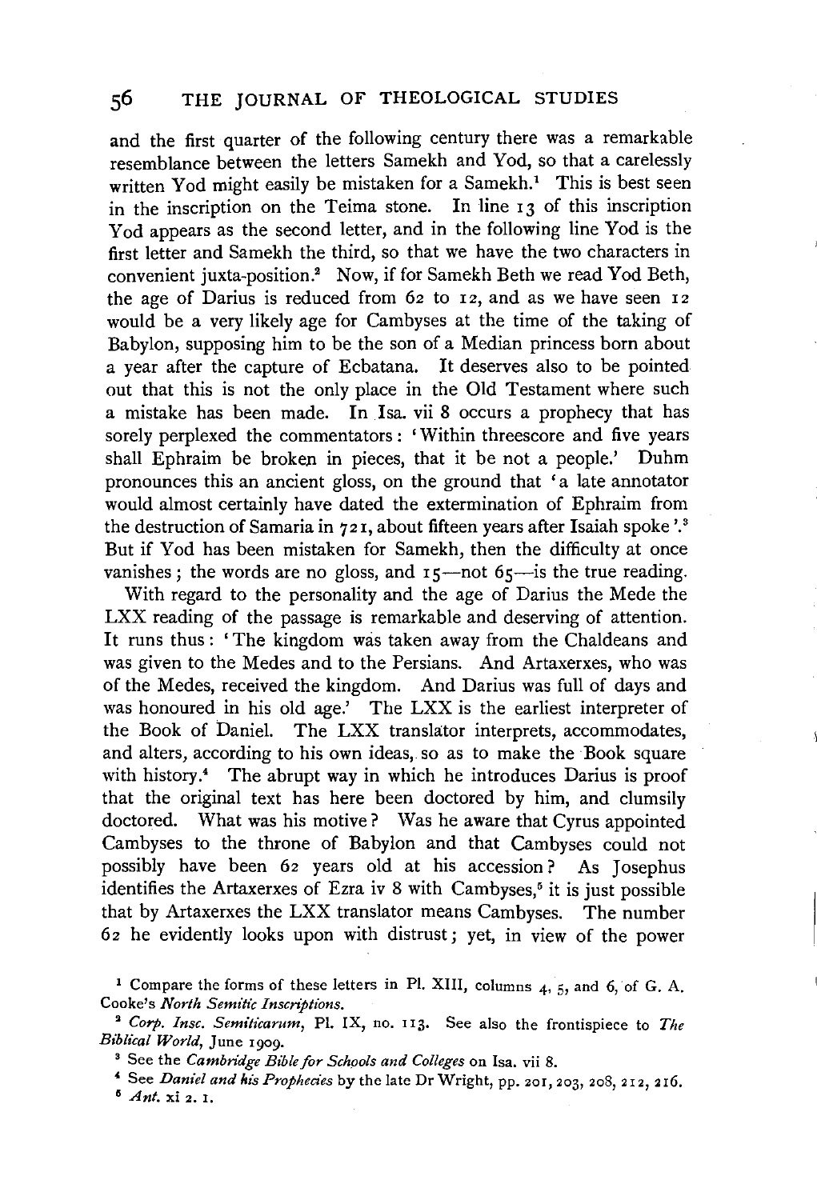and the first quarter of the following century there was a remarkable resemblance between the letters Samekh and Yod, so that a carelessly written Yod might easily be mistaken for a Samekh.[1] This is best seen in the inscription on the Teima stone. In line 13 of this inscription Yod appears as the second letter, and in the following line Yod is the first letter and Samekh the third, so that we have the two characters in convenient juxta-position.[2] Now, if for Samekh Beth we read Yod Beth, the age of Darius is reduced from 62 to 12, and as we have seen 12 would be a very likely age for Cambyses at the time of the taking of Babylon, supposing him to be the son of a Median princess born about a year after the capture of Ecbatana. It deserves also to be pointed out that this is not the only place in the Old Testament where such a mistake has been made. In Isa. vii 8 occurs a prophecy that has sorely perplexed the commentators: 'Within threescore and five years shall Ephraim be broken in pieces, that it be not a people.' Duhm pronounces this an ancient gloss, on the ground that 'a late annotator would almost certainly have dated the extermination of Ephraim from the destruction of Samaria in 721, about fifteen years after Isaiah spoke'.[3] But if Yod has been mistaken for Samekh, then the difficulty at once vanishes; the words are no gloss, and 15—not 65—is the true reading.

With regard to the personality and the age of Darius the Mede the LXX reading of the passage is remarkable and deserving of attention. It runs thus: 'The kingdom was taken away from the Chaldeans and was given to the Medes and to the Persians. And Artaxerxes, who was of the Medes, received the kingdom. And Darius was full of days and was honoured in his old age.' The LXX is the earliest interpreter of the Book of Daniel. The LXX translator interprets, accommodates, and alters, according to his own ideas, so as to make the Book square with history.[4] The abrupt way in which he introduces Darius is proof that the original text has here been doctored by him, and clumsily doctored. What was his motive? Was he aware that Cyrus appointed Cambyses to the throne of Babylon and that Cambyses could not possibly have been 62 years old at his accession? As Josephus identifies the Artaxerxes of Ezra iv 8 with Cambyses,[5] it is just possible that by Artaxerxes the LXX translator means Cambyses. The number 62 he evidently looks upon with distrust; yet, in view of the power

[1] Compare the forms of these letters in Pl. XIII, columns 4, 5, and 6, of G. A. Cooke's *North Semitic Inscriptions*.

[2] *Corp. Insc. Semiticarum*, Pl. IX, no. 113. See also the frontispiece to *The Biblical World*, June 1909.

[3] See the *Cambridge Bible for Schools and Colleges* on Isa. vii 8.

[4] See *Daniel and his Prophecies* by the late Dr Wright, pp. 201, 203, 208, 212, 216.

[5] *Ant.* xi 2. 1.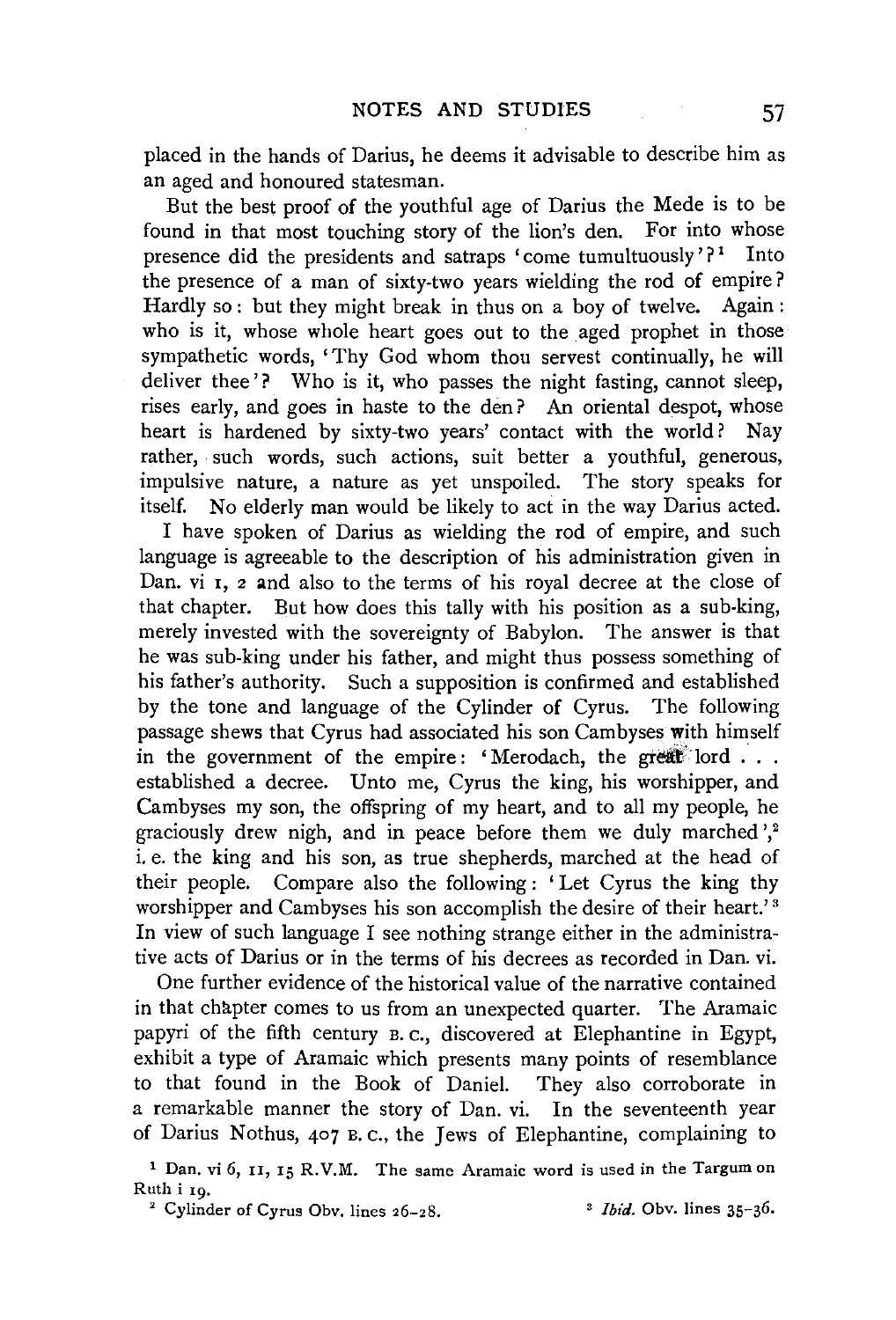placed in the hands of Darius, he deems it advisable to describe him as an aged and honoured statesman.

But the best proof of the youthful age of Darius the Mede is to be found in that most touching story of the lion's den. For into whose presence did the presidents and satraps 'come tumultuously'?[1] Into the presence of a man of sixty-two years wielding the rod of empire? Hardly so: but they might break in thus on a boy of twelve. Again: who is it, whose whole heart goes out to the aged prophet in those sympathetic words, 'Thy God whom thou servest continually, he will deliver thee'? Who is it, who passes the night fasting, cannot sleep, rises early, and goes in haste to the den? An oriental despot, whose heart is hardened by sixty-two years' contact with the world? Nay rather, such words, such actions, suit better a youthful, generous, impulsive nature, a nature as yet unspoiled. The story speaks for itself. No elderly man would be likely to act in the way Darius acted.

I have spoken of Darius as wielding the rod of empire, and such language is agreeable to the description of his administration given in Dan. vi 1, 2 and also to the terms of his royal decree at the close of that chapter. But how does this tally with his position as a sub-king, merely invested with the sovereignty of Babylon. The answer is that he was sub-king under his father, and might thus possess something of his father's authority. Such a supposition is confirmed and established by the tone and language of the Cylinder of Cyrus. The following passage shews that Cyrus had associated his son Cambyses with himself in the government of the empire: 'Merodach, the great lord . . . established a decree. Unto me, Cyrus the king, his worshipper, and Cambyses my son, the offspring of my heart, and to all my people, he graciously drew nigh, and in peace before them we duly marched',[2] i. e. the king and his son, as true shepherds, marched at the head of their people. Compare also the following: 'Let Cyrus the king thy worshipper and Cambyses his son accomplish the desire of their heart.'[3] In view of such language I see nothing strange either in the administrative acts of Darius or in the terms of his decrees as recorded in Dan. vi.

One further evidence of the historical value of the narrative contained in that chapter comes to us from an unexpected quarter. The Aramaic papyri of the fifth century B. C., discovered at Elephantine in Egypt, exhibit a type of Aramaic which presents many points of resemblance to that found in the Book of Daniel. They also corroborate in a remarkable manner the story of Dan. vi. In the seventeenth year of Darius Nothus, 407 B. C., the Jews of Elephantine, complaining to

[1] Dan. vi 6, 11, 15 R.V.M. The same Aramaic word is used in the Targum on Ruth i 19.

[2] Cylinder of Cyrus Obv. lines 26–28.

[3] *Ibid.* Obv. lines 35–36.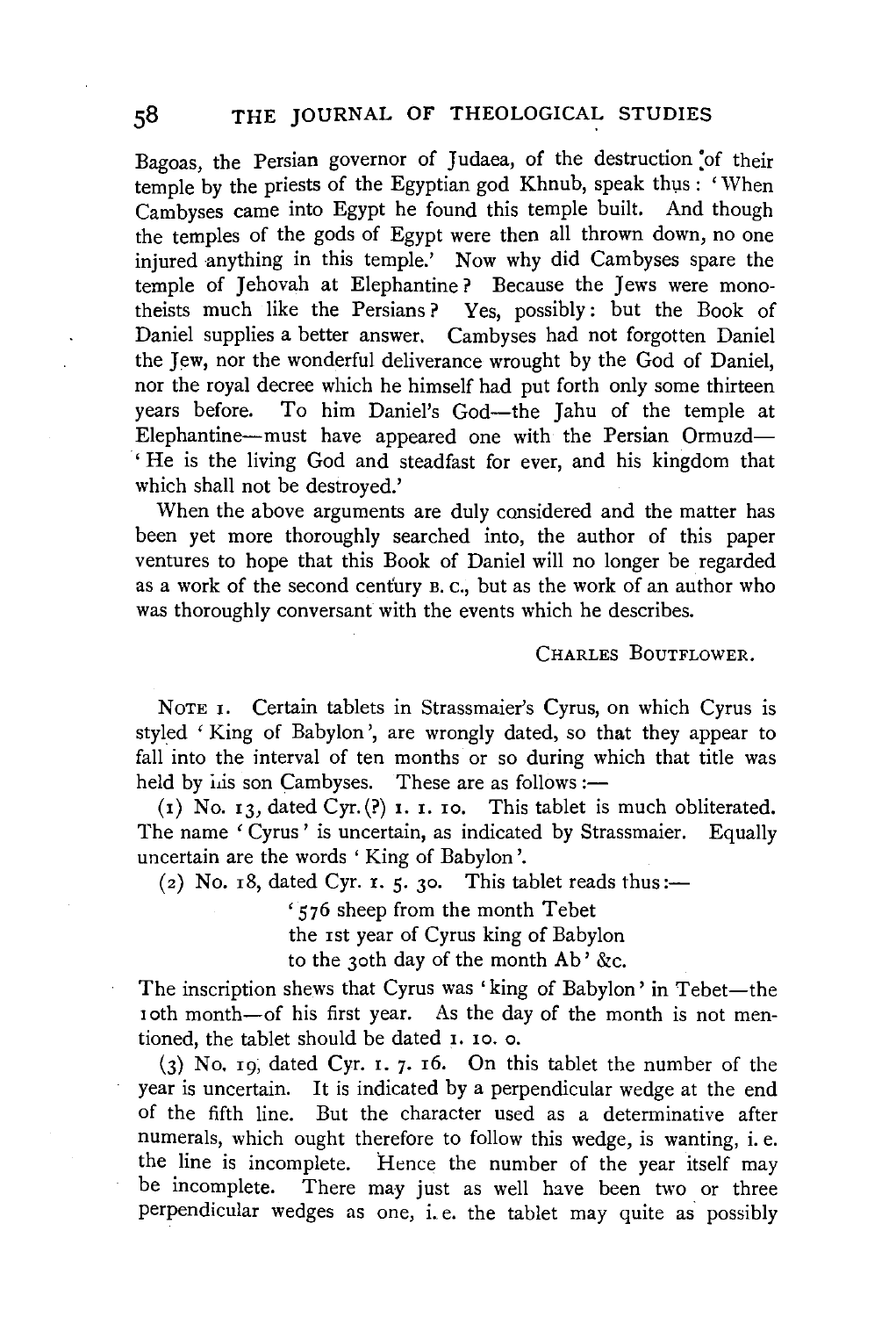Bagoas, the Persian governor of Judaea, of the destruction of their temple by the priests of the Egyptian god Khnub, speak thus: 'When Cambyses came into Egypt he found this temple built. And though the temples of the gods of Egypt were then all thrown down, no one injured anything in this temple.' Now why did Cambyses spare the temple of Jehovah at Elephantine? Because the Jews were monotheists much like the Persians? Yes, possibly: but the Book of Daniel supplies a better answer. Cambyses had not forgotten Daniel the Jew, nor the wonderful deliverance wrought by the God of Daniel, nor the royal decree which he himself had put forth only some thirteen years before. To him Daniel's God—the Jahu of the temple at Elephantine—must have appeared one with the Persian Ormuzd—'He is the living God and steadfast for ever, and his kingdom that which shall not be destroyed.'

When the above arguments are duly considered and the matter has been yet more thoroughly searched into, the author of this paper ventures to hope that this Book of Daniel will no longer be regarded as a work of the second century B.C., but as the work of an author who was thoroughly conversant with the events which he describes.

CHARLES BOUTFLOWER.

NOTE 1. Certain tablets in Strassmaier's Cyrus, on which Cyrus is styled 'King of Babylon', are wrongly dated, so that they appear to fall into the interval of ten months or so during which that title was held by his son Cambyses. These are as follows:—

(1) No. 13, dated Cyr. (?) 1. 1. 10. This tablet is much obliterated. The name 'Cyrus' is uncertain, as indicated by Strassmaier. Equally uncertain are the words 'King of Babylon'.

(2) No. 18, dated Cyr. 1. 5. 30. This tablet reads thus:—

> '576 sheep from the month Tebet
> the 1st year of Cyrus king of Babylon
> to the 30th day of the month Ab' &c.

The inscription shews that Cyrus was 'king of Babylon' in Tebet—the 10th month—of his first year. As the day of the month is not mentioned, the tablet should be dated 1. 10. 0.

(3) No. 19, dated Cyr. 1. 7. 16. On this tablet the number of the year is uncertain. It is indicated by a perpendicular wedge at the end of the fifth line. But the character used as a determinative after numerals, which ought therefore to follow this wedge, is wanting, i.e. the line is incomplete. Hence the number of the year itself may be incomplete. There may just as well have been two or three perpendicular wedges as one, i.e. the tablet may quite as possibly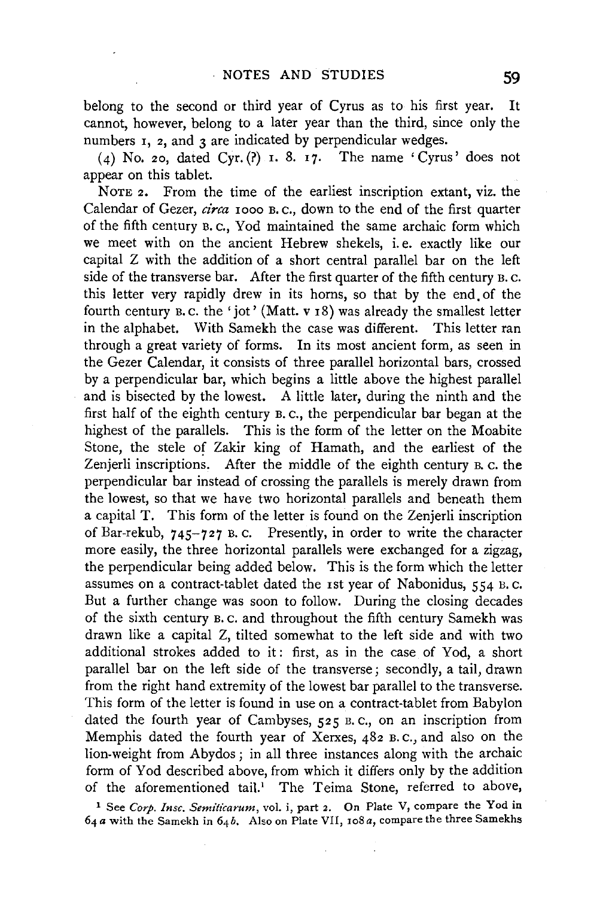belong to the second or third year of Cyrus as to his first year. It cannot, however, belong to a later year than the third, since only the numbers 1, 2, and 3 are indicated by perpendicular wedges.

(4) No. 20, dated Cyr. (?) 1. 8. 17. The name 'Cyrus' does not appear on this tablet.

NOTE 2. From the time of the earliest inscription extant, viz. the Calendar of Gezer, *circa* 1000 B.C., down to the end of the first quarter of the fifth century B.C., Yod maintained the same archaic form which we meet with on the ancient Hebrew shekels, i.e. exactly like our capital Z with the addition of a short central parallel bar on the left side of the transverse bar. After the first quarter of the fifth century B.C. this letter very rapidly drew in its horns, so that by the end of the fourth century B.C. the 'jot' (Matt. v 18) was already the smallest letter in the alphabet. With Samekh the case was different. This letter ran through a great variety of forms. In its most ancient form, as seen in the Gezer Calendar, it consists of three parallel horizontal bars, crossed by a perpendicular bar, which begins a little above the highest parallel and is bisected by the lowest. A little later, during the ninth and the first half of the eighth century B.C., the perpendicular bar began at the highest of the parallels. This is the form of the letter on the Moabite Stone, the stele of Zakir king of Hamath, and the earliest of the Zenjerli inscriptions. After the middle of the eighth century B.C. the perpendicular bar instead of crossing the parallels is merely drawn from the lowest, so that we have two horizontal parallels and beneath them a capital T. This form of the letter is found on the Zenjerli inscription of Bar-rekub, 745–727 B.C. Presently, in order to write the character more easily, the three horizontal parallels were exchanged for a zigzag, the perpendicular being added below. This is the form which the letter assumes on a contract-tablet dated the 1st year of Nabonidus, 554 B.C. But a further change was soon to follow. During the closing decades of the sixth century B.C. and throughout the fifth century Samekh was drawn like a capital Z, tilted somewhat to the left side and with two additional strokes added to it: first, as in the case of Yod, a short parallel bar on the left side of the transverse; secondly, a tail, drawn from the right hand extremity of the lowest bar parallel to the transverse. This form of the letter is found in use on a contract-tablet from Babylon dated the fourth year of Cambyses, 525 B.C., on an inscription from Memphis dated the fourth year of Xerxes, 482 B.C., and also on the lion-weight from Abydos; in all three instances along with the archaic form of Yod described above, from which it differs only by the addition of the aforementioned tail.[1] The Teima Stone, referred to above,

[1] See *Corp. Insc. Semiticarum*, vol. i, part 2. On Plate V, compare the Yod in 64 *a* with the Samekh in 64 *b*. Also on Plate VII, 108 *a*, compare the three Samekhs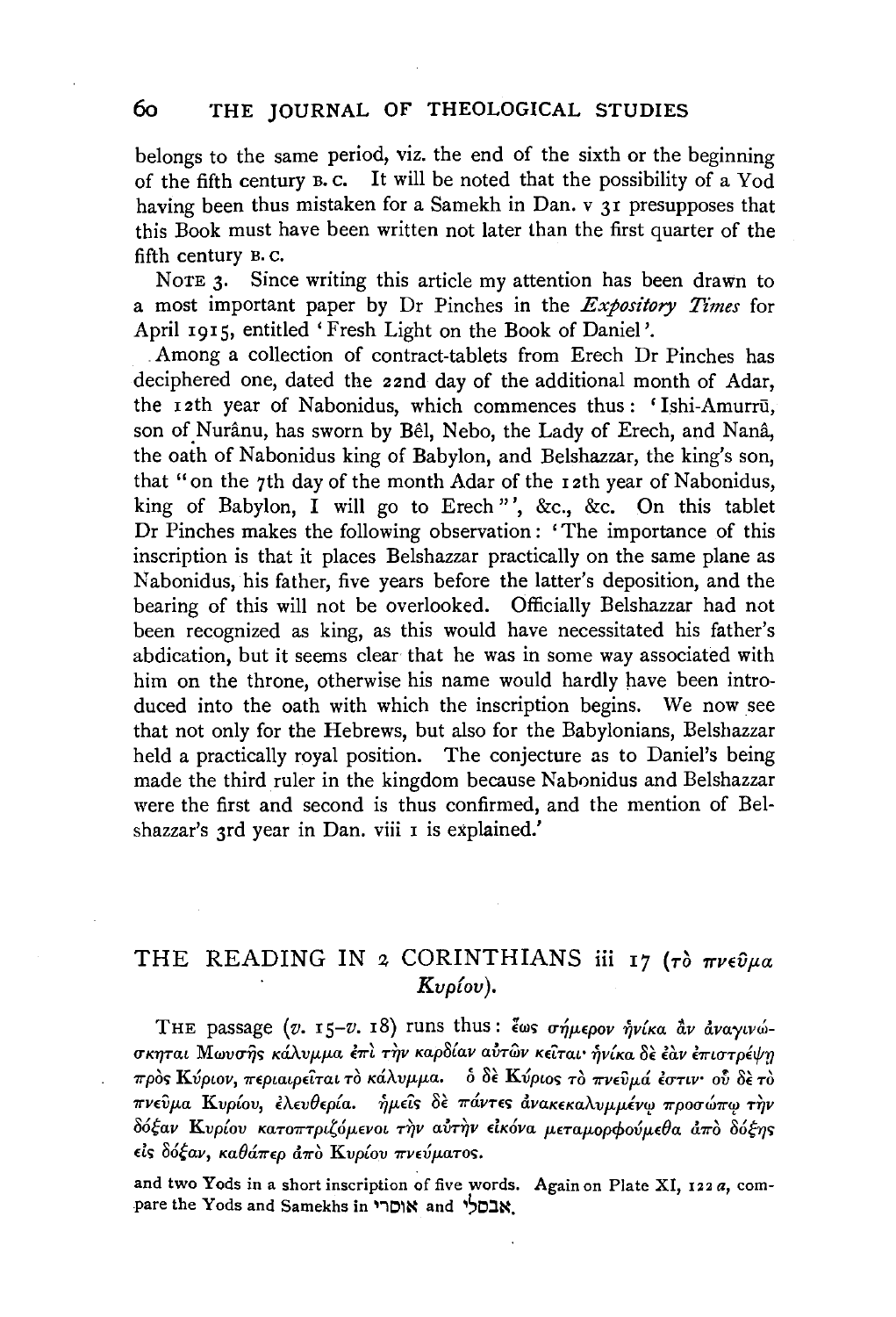belongs to the same period, viz. the end of the sixth or the beginning of the fifth century B.C. It will be noted that the possibility of a Yod having been thus mistaken for a Samekh in Dan. v 31 presupposes that this Book must have been written not later than the first quarter of the fifth century B.C.

NOTE 3. Since writing this article my attention has been drawn to a most important paper by Dr Pinches in the *Expository Times* for April 1915, entitled 'Fresh Light on the Book of Daniel'.

Among a collection of contract-tablets from Erech Dr Pinches has deciphered one, dated the 22nd day of the additional month of Adar, the 12th year of Nabonidus, which commences thus: 'Ishi-Amurrū, son of Nurânu, has sworn by Bêl, Nebo, the Lady of Erech, and Nanâ, the oath of Nabonidus king of Babylon, and Belshazzar, the king's son, that "on the 7th day of the month Adar of the 12th year of Nabonidus, king of Babylon, I will go to Erech"', &c., &c. On this tablet Dr Pinches makes the following observation: 'The importance of this inscription is that it places Belshazzar practically on the same plane as Nabonidus, his father, five years before the latter's deposition, and the bearing of this will not be overlooked. Officially Belshazzar had not been recognized as king, as this would have necessitated his father's abdication, but it seems clear that he was in some way associated with him on the throne, otherwise his name would hardly have been introduced into the oath with which the inscription begins. We now see that not only for the Hebrews, but also for the Babylonians, Belshazzar held a practically royal position. The conjecture as to Daniel's being made the third ruler in the kingdom because Nabonidus and Belshazzar were the first and second is thus confirmed, and the mention of Belshazzar's 3rd year in Dan. viii 1 is explained.'

## THE READING IN 2 CORINTHIANS iii 17 (τὸ πνεῦμα Κυρίου).

THE passage (*v.* 15–*v.* 18) runs thus: ἕως σήμερον ἡνίκα ἂν ἀναγινώσκηται Μωυσῆς κάλυμμα ἐπὶ τὴν καρδίαν αὐτῶν κεῖται· ἡνίκα δὲ ἐὰν ἐπιστρέψῃ πρὸς Κύριον, περιαιρεῖται τὸ κάλυμμα. ὁ δὲ Κύριος τὸ πνεῦμά ἐστιν· οὗ δὲ τὸ πνεῦμα Κυρίου, ἐλευθερία. ἡμεῖς δὲ πάντες ἀνακεκαλυμμένῳ προσώπῳ τὴν δόξαν Κυρίου κατοπτριζόμενοι τὴν αὐτὴν εἰκόνα μεταμορφούμεθα ἀπὸ δόξης εἰς δόξαν, καθάπερ ἀπὸ Κυρίου πνεύματος.

and two Yods in a short inscription of five words. Again on Plate XI, 122 *a*, compare the Yods and Samekhs in אוסרי and אבסלי.